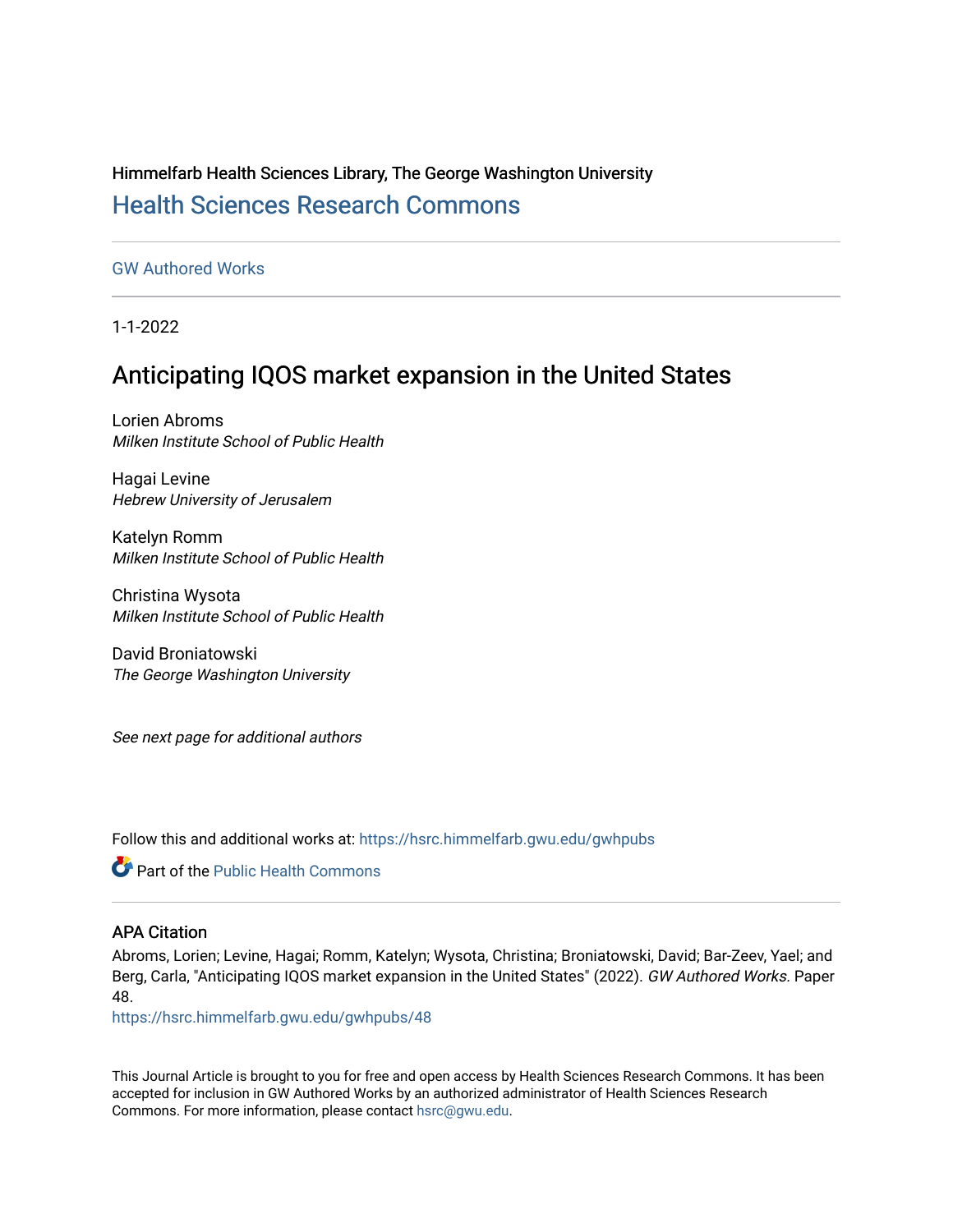Himmelfarb Health Sciences Library, The George Washington University

## Health Sciences Research Commons

GW Authored Works

1-1-2022

# Anticipating IQOS market expansion in the United States

Lorien Abroms
*Milken Institute School of Public Health*

Hagai Levine
*Hebrew University of Jerusalem*

Katelyn Romm
*Milken Institute School of Public Health*

Christina Wysota
*Milken Institute School of Public Health*

David Broniatowski
*The George Washington University*

*See next page for additional authors*

Follow this and additional works at: https://hsrc.himmelfarb.gwu.edu/gwhpubs

Part of the Public Health Commons

### APA Citation

Abroms, Lorien; Levine, Hagai; Romm, Katelyn; Wysota, Christina; Broniatowski, David; Bar-Zeev, Yael; and Berg, Carla, "Anticipating IQOS market expansion in the United States" (2022). *GW Authored Works.* Paper 48.
https://hsrc.himmelfarb.gwu.edu/gwhpubs/48

This Journal Article is brought to you for free and open access by Health Sciences Research Commons. It has been accepted for inclusion in GW Authored Works by an authorized administrator of Health Sciences Research Commons. For more information, please contact hsrc@gwu.edu.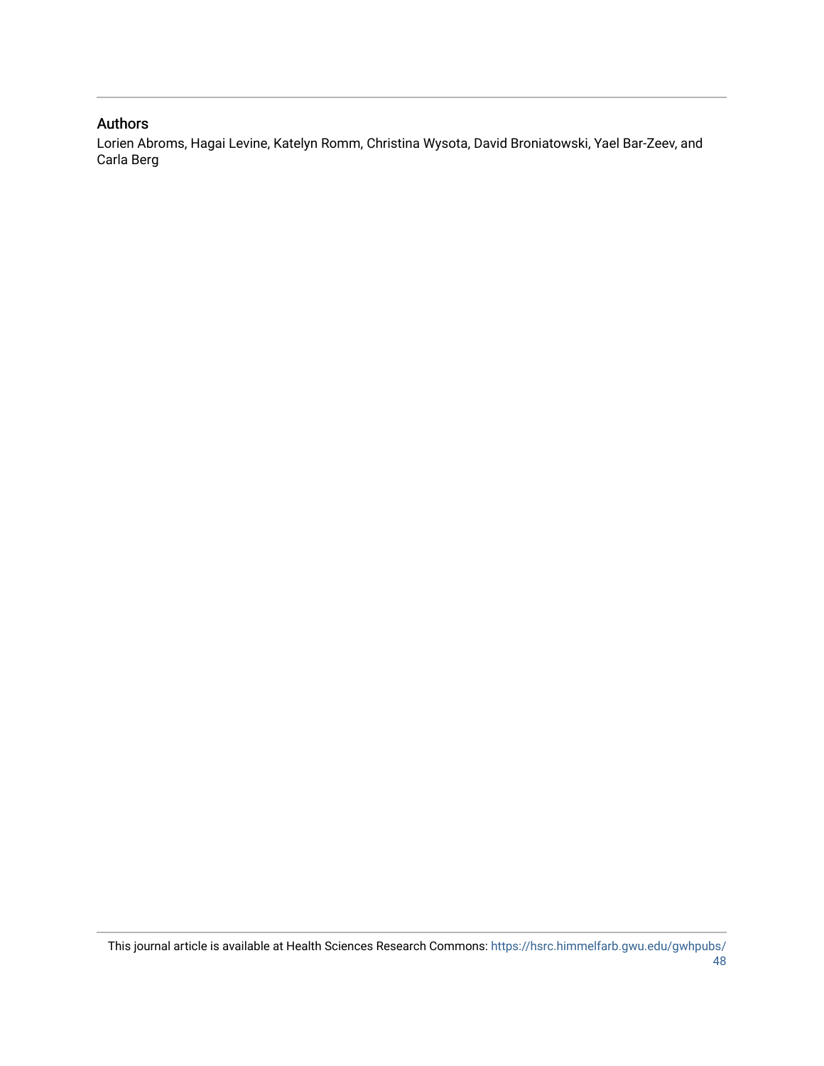## Authors

Lorien Abroms, Hagai Levine, Katelyn Romm, Christina Wysota, David Broniatowski, Yael Bar-Zeev, and Carla Berg

This journal article is available at Health Sciences Research Commons: https://hsrc.himmelfarb.gwu.edu/gwhpubs/48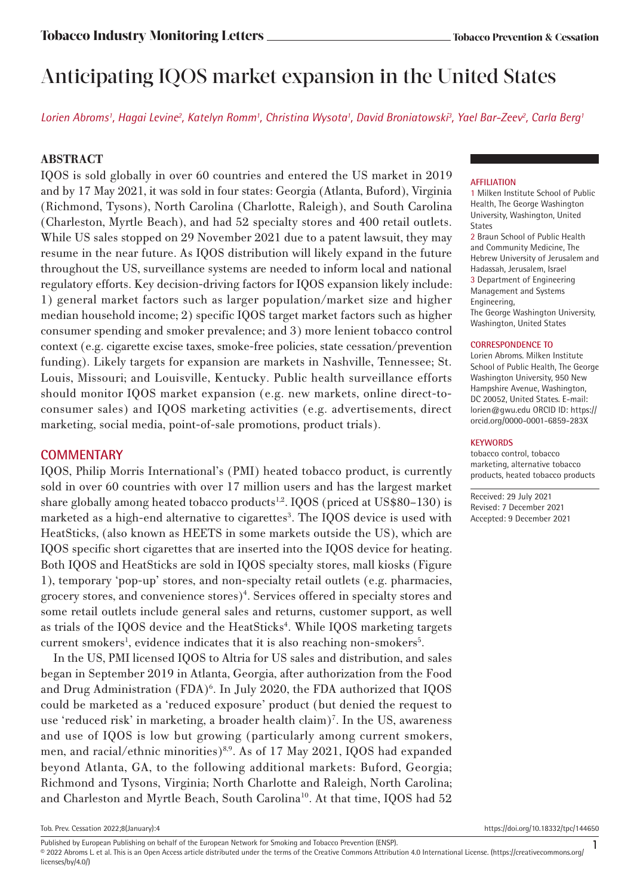# Anticipating IQOS market expansion in the United States

*Lorien Abroms[1], Hagai Levine[2], Katelyn Romm[1], Christina Wysota[1], David Broniatowski[3], Yael Bar-Zeev[2], Carla Berg[1]*

## ABSTRACT

IQOS is sold globally in over 60 countries and entered the US market in 2019 and by 17 May 2021, it was sold in four states: Georgia (Atlanta, Buford), Virginia (Richmond, Tysons), North Carolina (Charlotte, Raleigh), and South Carolina (Charleston, Myrtle Beach), and had 52 specialty stores and 400 retail outlets. While US sales stopped on 29 November 2021 due to a patent lawsuit, they may resume in the near future. As IQOS distribution will likely expand in the future throughout the US, surveillance systems are needed to inform local and national regulatory efforts. Key decision-driving factors for IQOS expansion likely include: 1) general market factors such as larger population/market size and higher median household income; 2) specific IQOS target market factors such as higher consumer spending and smoker prevalence; and 3) more lenient tobacco control context (e.g. cigarette excise taxes, smoke-free policies, state cessation/prevention funding). Likely targets for expansion are markets in Nashville, Tennessee; St. Louis, Missouri; and Louisville, Kentucky. Public health surveillance efforts should monitor IQOS market expansion (e.g. new markets, online direct-to-consumer sales) and IQOS marketing activities (e.g. advertisements, direct marketing, social media, point-of-sale promotions, product trials).

**AFFILIATION**

1 Milken Institute School of Public Health, The George Washington University, Washington, United States

2 Braun School of Public Health and Community Medicine, The Hebrew University of Jerusalem and Hadassah, Jerusalem, Israel

3 Department of Engineering Management and Systems Engineering, The George Washington University, Washington, United States

**CORRESPONDENCE TO**

Lorien Abroms. Milken Institute School of Public Health, The George Washington University, 950 New Hampshire Avenue, Washington, DC 20052, United States. E-mail: lorien@gwu.edu ORCID ID: https://orcid.org/0000-0001-6859-283X

**KEYWORDS**

tobacco control, tobacco marketing, alternative tobacco products, heated tobacco products

Received: 29 July 2021
Revised: 7 December 2021
Accepted: 9 December 2021

## COMMENTARY

IQOS, Philip Morris International's (PMI) heated tobacco product, is currently sold in over 60 countries with over 17 million users and has the largest market share globally among heated tobacco products[1,2]. IQOS (priced at US$80–130) is marketed as a high-end alternative to cigarettes[3]. The IQOS device is used with HeatSticks, (also known as HEETS in some markets outside the US), which are IQOS specific short cigarettes that are inserted into the IQOS device for heating. Both IQOS and HeatSticks are sold in IQOS specialty stores, mall kiosks (Figure 1), temporary 'pop-up' stores, and non-specialty retail outlets (e.g. pharmacies, grocery stores, and convenience stores)[4]. Services offered in specialty stores and some retail outlets include general sales and returns, customer support, as well as trials of the IQOS device and the HeatSticks[4]. While IQOS marketing targets current smokers[1], evidence indicates that it is also reaching non-smokers[5].

In the US, PMI licensed IQOS to Altria for US sales and distribution, and sales began in September 2019 in Atlanta, Georgia, after authorization from the Food and Drug Administration (FDA)[6]. In July 2020, the FDA authorized that IQOS could be marketed as a 'reduced exposure' product (but denied the request to use 'reduced risk' in marketing, a broader health claim)[7]. In the US, awareness and use of IQOS is low but growing (particularly among current smokers, men, and racial/ethnic minorities)[8,9]. As of 17 May 2021, IQOS had expanded beyond Atlanta, GA, to the following additional markets: Buford, Georgia; Richmond and Tysons, Virginia; North Charlotte and Raleigh, North Carolina; and Charleston and Myrtle Beach, South Carolina[10]. At that time, IQOS had 52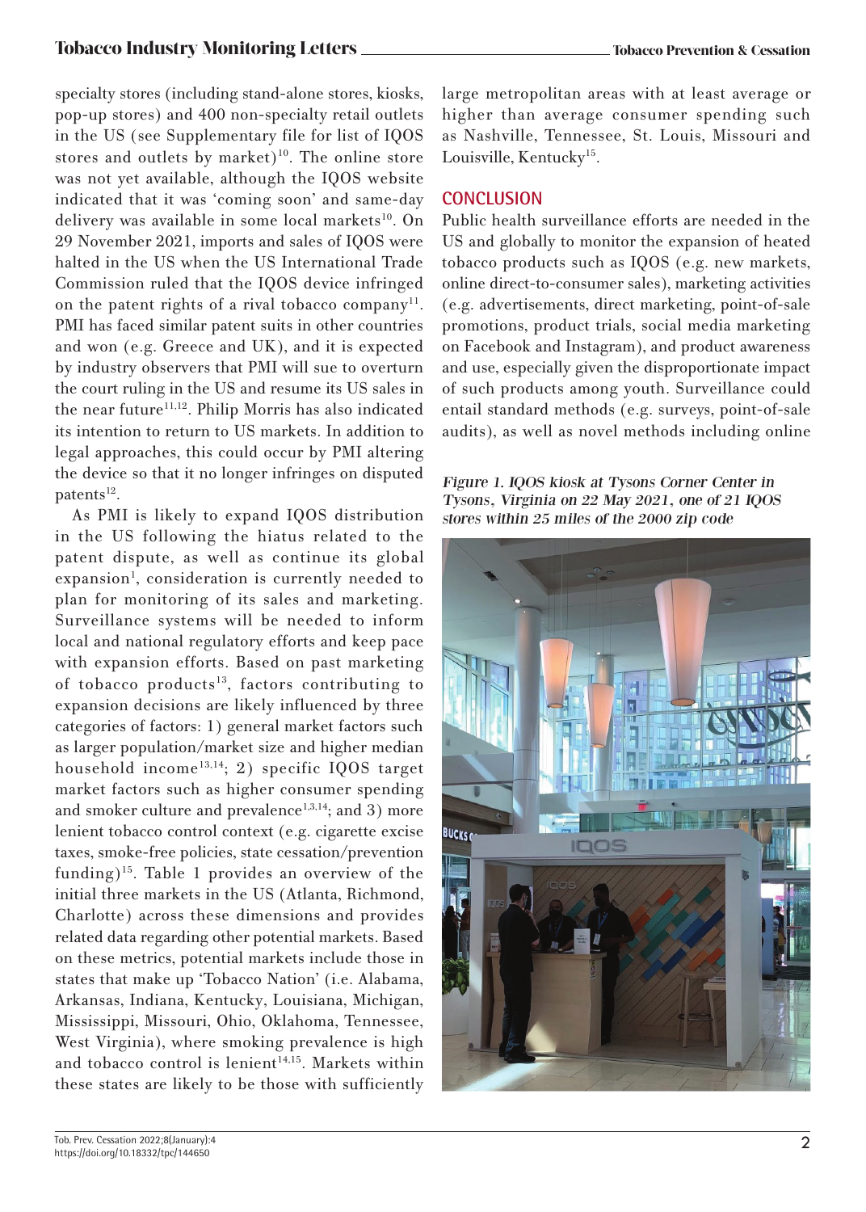specialty stores (including stand-alone stores, kiosks, pop-up stores) and 400 non-specialty retail outlets in the US (see Supplementary file for list of IQOS stores and outlets by market)[10]. The online store was not yet available, although the IQOS website indicated that it was 'coming soon' and same-day delivery was available in some local markets[10]. On 29 November 2021, imports and sales of IQOS were halted in the US when the US International Trade Commission ruled that the IQOS device infringed on the patent rights of a rival tobacco company[11]. PMI has faced similar patent suits in other countries and won (e.g. Greece and UK), and it is expected by industry observers that PMI will sue to overturn the court ruling in the US and resume its US sales in the near future[11,12]. Philip Morris has also indicated its intention to return to US markets. In addition to legal approaches, this could occur by PMI altering the device so that it no longer infringes on disputed patents[12].

As PMI is likely to expand IQOS distribution in the US following the hiatus related to the patent dispute, as well as continue its global expansion[1], consideration is currently needed to plan for monitoring of its sales and marketing. Surveillance systems will be needed to inform local and national regulatory efforts and keep pace with expansion efforts. Based on past marketing of tobacco products[13], factors contributing to expansion decisions are likely influenced by three categories of factors: 1) general market factors such as larger population/market size and higher median household income[13,14]; 2) specific IQOS target market factors such as higher consumer spending and smoker culture and prevalence[1,3,14]; and 3) more lenient tobacco control context (e.g. cigarette excise taxes, smoke-free policies, state cessation/prevention funding)[15]. Table 1 provides an overview of the initial three markets in the US (Atlanta, Richmond, Charlotte) across these dimensions and provides related data regarding other potential markets. Based on these metrics, potential markets include those in states that make up 'Tobacco Nation' (i.e. Alabama, Arkansas, Indiana, Kentucky, Louisiana, Michigan, Mississippi, Missouri, Ohio, Oklahoma, Tennessee, West Virginia), where smoking prevalence is high and tobacco control is lenient[14,15]. Markets within these states are likely to be those with sufficiently large metropolitan areas with at least average or higher than average consumer spending such as Nashville, Tennessee, St. Louis, Missouri and Louisville, Kentucky[15].

## CONCLUSION

Public health surveillance efforts are needed in the US and globally to monitor the expansion of heated tobacco products such as IQOS (e.g. new markets, online direct-to-consumer sales), marketing activities (e.g. advertisements, direct marketing, point-of-sale promotions, product trials, social media marketing on Facebook and Instagram), and product awareness and use, especially given the disproportionate impact of such products among youth. Surveillance could entail standard methods (e.g. surveys, point-of-sale audits), as well as novel methods including online

*Figure 1. IQOS kiosk at Tysons Corner Center in Tysons, Virginia on 22 May 2021, one of 21 IQOS stores within 25 miles of the 2000 zip code*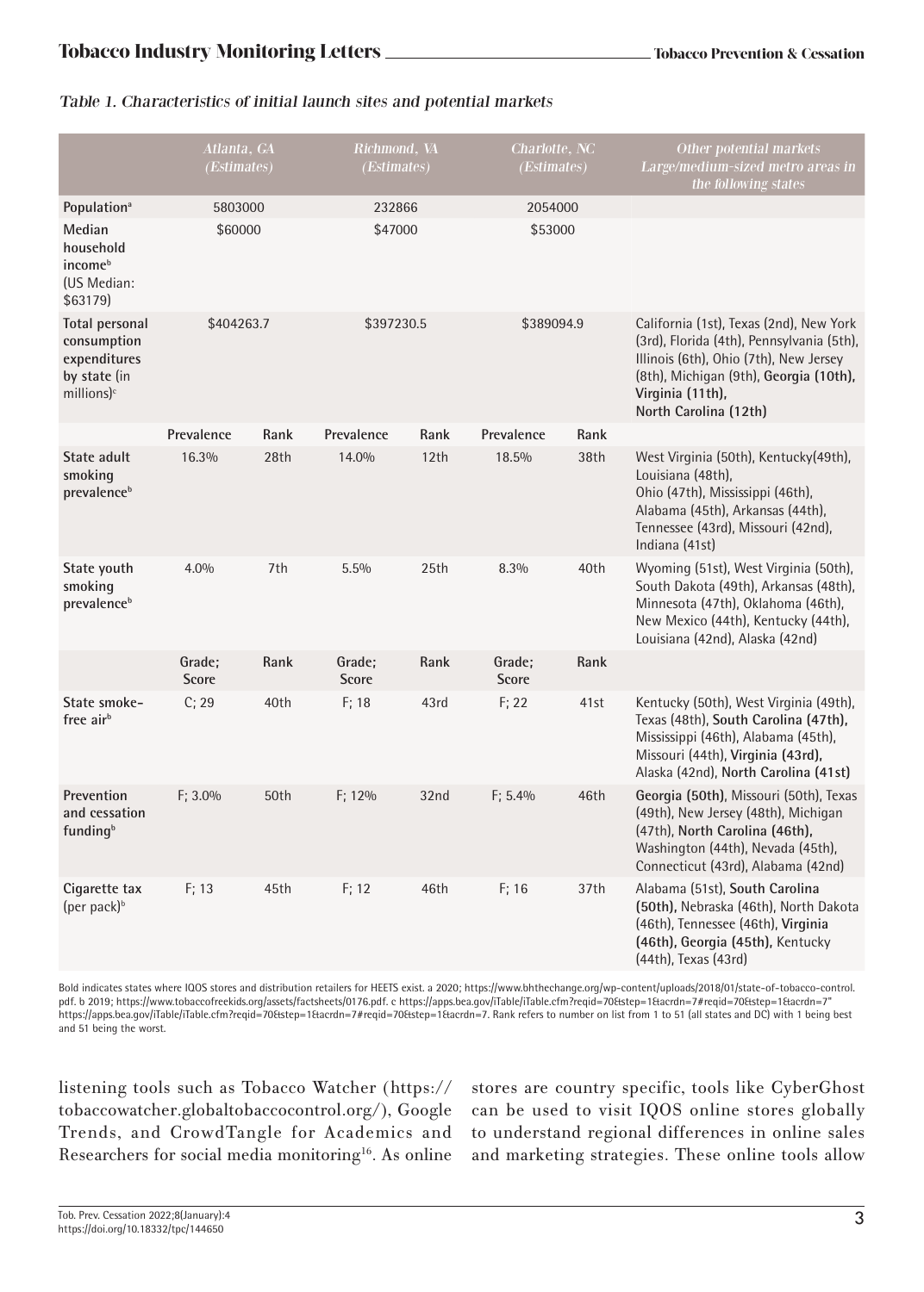*Table 1. Characteristics of initial launch sites and potential markets*

| | Atlanta, GA (Estimates) | | Richmond, VA (Estimates) | | Charlotte, NC (Estimates) | | Other potential markets Large/medium-sized metro areas in the following states |
|---|---|---|---|---|---|---|---|
| **Population**[a] | 5803000 | | 232866 | | 2054000 | | |
| **Median household income**[b] (US Median: $63179) | $60000 | | $47000 | | $53000 | | |
| **Total personal consumption expenditures by state** (in millions)[c] | $404263.7 | | $397230.5 | | $389094.9 | | California (1st), Texas (2nd), New York (3rd), Florida (4th), Pennsylvania (5th), Illinois (6th), Ohio (7th), New Jersey (8th), Michigan (9th), **Georgia (10th), Virginia (11th), North Carolina (12th)** |
| | **Prevalence** | **Rank** | **Prevalence** | **Rank** | **Prevalence** | **Rank** | |
| **State adult smoking prevalence**[b] | 16.3% | 28th | 14.0% | 12th | 18.5% | 38th | West Virginia (50th), Kentucky(49th), Louisiana (48th), Ohio (47th), Mississippi (46th), Alabama (45th), Arkansas (44th), Tennessee (43rd), Missouri (42nd), Indiana (41st) |
| **State youth smoking prevalence**[b] | 4.0% | 7th | 5.5% | 25th | 8.3% | 40th | Wyoming (51st), West Virginia (50th), South Dakota (49th), Arkansas (48th), Minnesota (47th), Oklahoma (46th), New Mexico (44th), Kentucky (44th), Louisiana (42nd), Alaska (42nd) |
| | **Grade; Score** | **Rank** | **Grade; Score** | **Rank** | **Grade; Score** | **Rank** | |
| **State smoke-free air**[b] | C; 29 | 40th | F; 18 | 43rd | F; 22 | 41st | Kentucky (50th), West Virginia (49th), Texas (48th), **South Carolina (47th),** Mississippi (46th), Alabama (45th), Missouri (44th), **Virginia (43rd),** Alaska (42nd), **North Carolina (41st)** |
| **Prevention and cessation funding**[b] | F; 3.0% | 50th | F; 12% | 32nd | F; 5.4% | 46th | **Georgia (50th),** Missouri (50th), Texas (49th), New Jersey (48th), Michigan (47th), **North Carolina (46th),** Washington (44th), Nevada (45th), Connecticut (43rd), Alabama (42nd) |
| **Cigarette tax** (per pack)[b] | F; 13 | 45th | F; 12 | 46th | F; 16 | 37th | Alabama (51st), **South Carolina (50th),** Nebraska (46th), North Dakota (46th), Tennessee (46th), **Virginia (46th), Georgia (45th),** Kentucky (44th), Texas (43rd) |

Bold indicates states where IQOS stores and distribution retailers for HEETS exist. a 2020; https://www.bhthechange.org/wp-content/uploads/2018/01/state-of-tobacco-control.pdf. b 2019; https://www.tobaccofreekids.org/assets/factsheets/0176.pdf. c https://apps.bea.gov/iTable/iTable.cfm?reqid=70&step=1&acrdn=7#reqid=70&step=1&acrdn=7" https://apps.bea.gov/iTable/iTable.cfm?reqid=70&step=1&acrdn=7#reqid=70&step=1&acrdn=7. Rank refers to number on list from 1 to 51 (all states and DC) with 1 being best and 51 being the worst.

listening tools such as Tobacco Watcher (https://tobaccowatcher.globaltobaccocontrol.org/), Google Trends, and CrowdTangle for Academics and Researchers for social media monitoring[16]. As online stores are country specific, tools like CyberGhost can be used to visit IQOS online stores globally to understand regional differences in online sales and marketing strategies. These online tools allow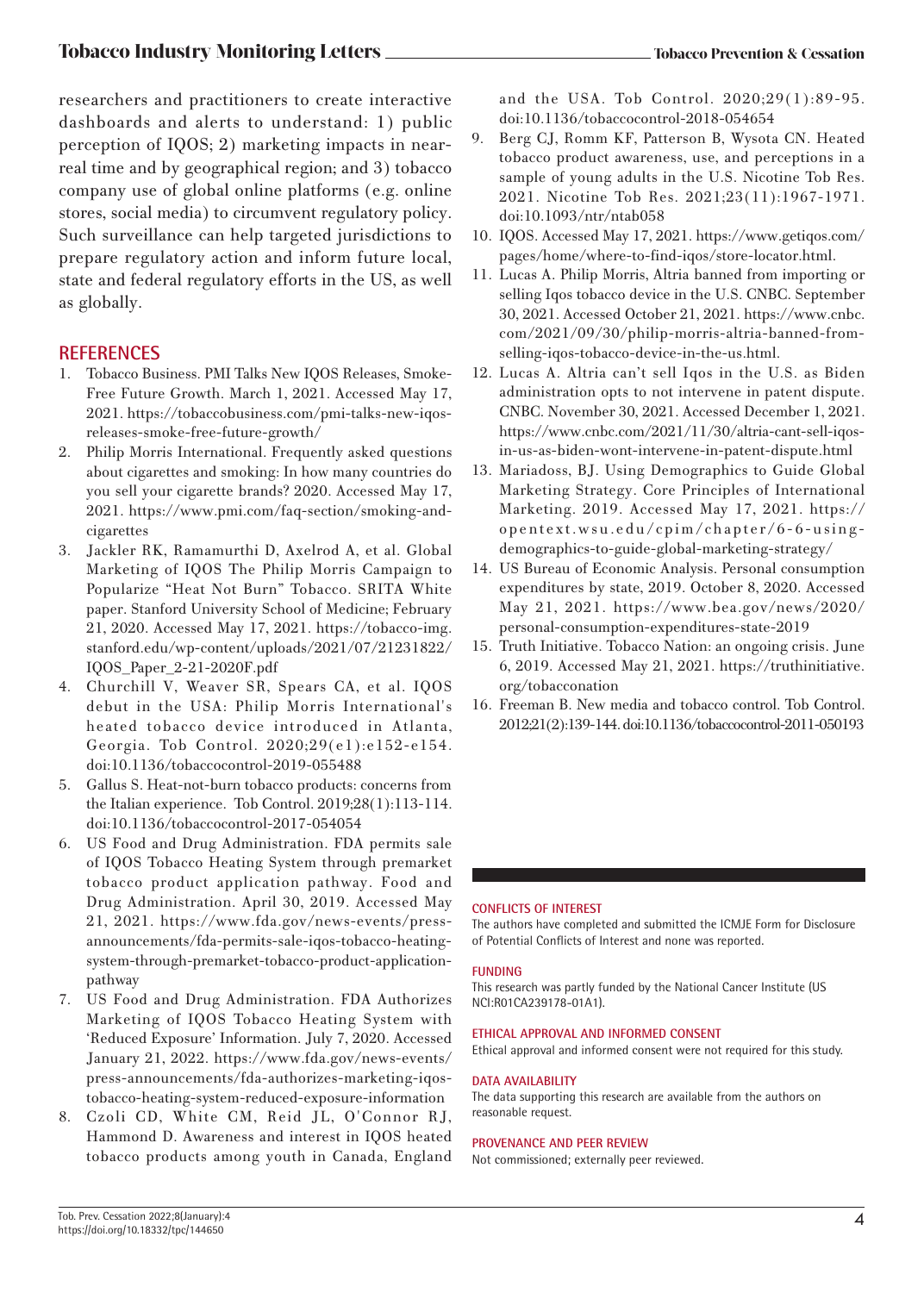researchers and practitioners to create interactive dashboards and alerts to understand: 1) public perception of IQOS; 2) marketing impacts in near-real time and by geographical region; and 3) tobacco company use of global online platforms (e.g. online stores, social media) to circumvent regulatory policy. Such surveillance can help targeted jurisdictions to prepare regulatory action and inform future local, state and federal regulatory efforts in the US, as well as globally.

## REFERENCES

1. Tobacco Business. PMI Talks New IQOS Releases, Smoke-Free Future Growth. March 1, 2021. Accessed May 17, 2021. https://tobaccobusiness.com/pmi-talks-new-iqos-releases-smoke-free-future-growth/
2. Philip Morris International. Frequently asked questions about cigarettes and smoking: In how many countries do you sell your cigarette brands? 2020. Accessed May 17, 2021. https://www.pmi.com/faq-section/smoking-and-cigarettes
3. Jackler RK, Ramamurthi D, Axelrod A, et al. Global Marketing of IQOS The Philip Morris Campaign to Popularize "Heat Not Burn" Tobacco. SRITA White paper. Stanford University School of Medicine; February 21, 2020. Accessed May 17, 2021. https://tobacco-img.stanford.edu/wp-content/uploads/2021/07/21231822/IQOS_Paper_2-21-2020F.pdf
4. Churchill V, Weaver SR, Spears CA, et al. IQOS debut in the USA: Philip Morris International's heated tobacco device introduced in Atlanta, Georgia. Tob Control. 2020;29(e1):e152-e154. doi:10.1136/tobaccocontrol-2019-055488
5. Gallus S. Heat-not-burn tobacco products: concerns from the Italian experience. Tob Control. 2019;28(1):113-114. doi:10.1136/tobaccocontrol-2017-054054
6. US Food and Drug Administration. FDA permits sale of IQOS Tobacco Heating System through premarket tobacco product application pathway. Food and Drug Administration. April 30, 2019. Accessed May 21, 2021. https://www.fda.gov/news-events/press-announcements/fda-permits-sale-iqos-tobacco-heating-system-through-premarket-tobacco-product-application-pathway
7. US Food and Drug Administration. FDA Authorizes Marketing of IQOS Tobacco Heating System with 'Reduced Exposure' Information. July 7, 2020. Accessed January 21, 2022. https://www.fda.gov/news-events/press-announcements/fda-authorizes-marketing-iqos-tobacco-heating-system-reduced-exposure-information
8. Czoli CD, White CM, Reid JL, O'Connor RJ, Hammond D. Awareness and interest in IQOS heated tobacco products among youth in Canada, England and the USA. Tob Control. 2020;29(1):89-95. doi:10.1136/tobaccocontrol-2018-054654
9. Berg CJ, Romm KF, Patterson B, Wysota CN. Heated tobacco product awareness, use, and perceptions in a sample of young adults in the U.S. Nicotine Tob Res. 2021. Nicotine Tob Res. 2021;23(11):1967-1971. doi:10.1093/ntr/ntab058
10. IQOS. Accessed May 17, 2021. https://www.getiqos.com/pages/home/where-to-find-iqos/store-locator.html.
11. Lucas A. Philip Morris, Altria banned from importing or selling Iqos tobacco device in the U.S. CNBC. September 30, 2021. Accessed October 21, 2021. https://www.cnbc.com/2021/09/30/philip-morris-altria-banned-from-selling-iqos-tobacco-device-in-the-us.html.
12. Lucas A. Altria can't sell Iqos in the U.S. as Biden administration opts to not intervene in patent dispute. CNBC. November 30, 2021. Accessed December 1, 2021. https://www.cnbc.com/2021/11/30/altria-cant-sell-iqos-in-us-as-biden-wont-intervene-in-patent-dispute.html
13. Mariadoss, BJ. Using Demographics to Guide Global Marketing Strategy. Core Principles of International Marketing. 2019. Accessed May 17, 2021. https://opentext.wsu.edu/cpim/chapter/6-6-using-demographics-to-guide-global-marketing-strategy/
14. US Bureau of Economic Analysis. Personal consumption expenditures by state, 2019. October 8, 2020. Accessed May 21, 2021. https://www.bea.gov/news/2020/personal-consumption-expenditures-state-2019
15. Truth Initiative. Tobacco Nation: an ongoing crisis. June 6, 2019. Accessed May 21, 2021. https://truthinitiative.org/tobacconation
16. Freeman B. New media and tobacco control. Tob Control. 2012;21(2):139-144. doi:10.1136/tobaccocontrol-2011-050193

### CONFLICTS OF INTEREST

The authors have completed and submitted the ICMJE Form for Disclosure of Potential Conflicts of Interest and none was reported.

### FUNDING

This research was partly funded by the National Cancer Institute (US NCI:R01CA239178-01A1).

### ETHICAL APPROVAL AND INFORMED CONSENT

Ethical approval and informed consent were not required for this study.

### DATA AVAILABILITY

The data supporting this research are available from the authors on reasonable request.

### PROVENANCE AND PEER REVIEW

Not commissioned; externally peer reviewed.